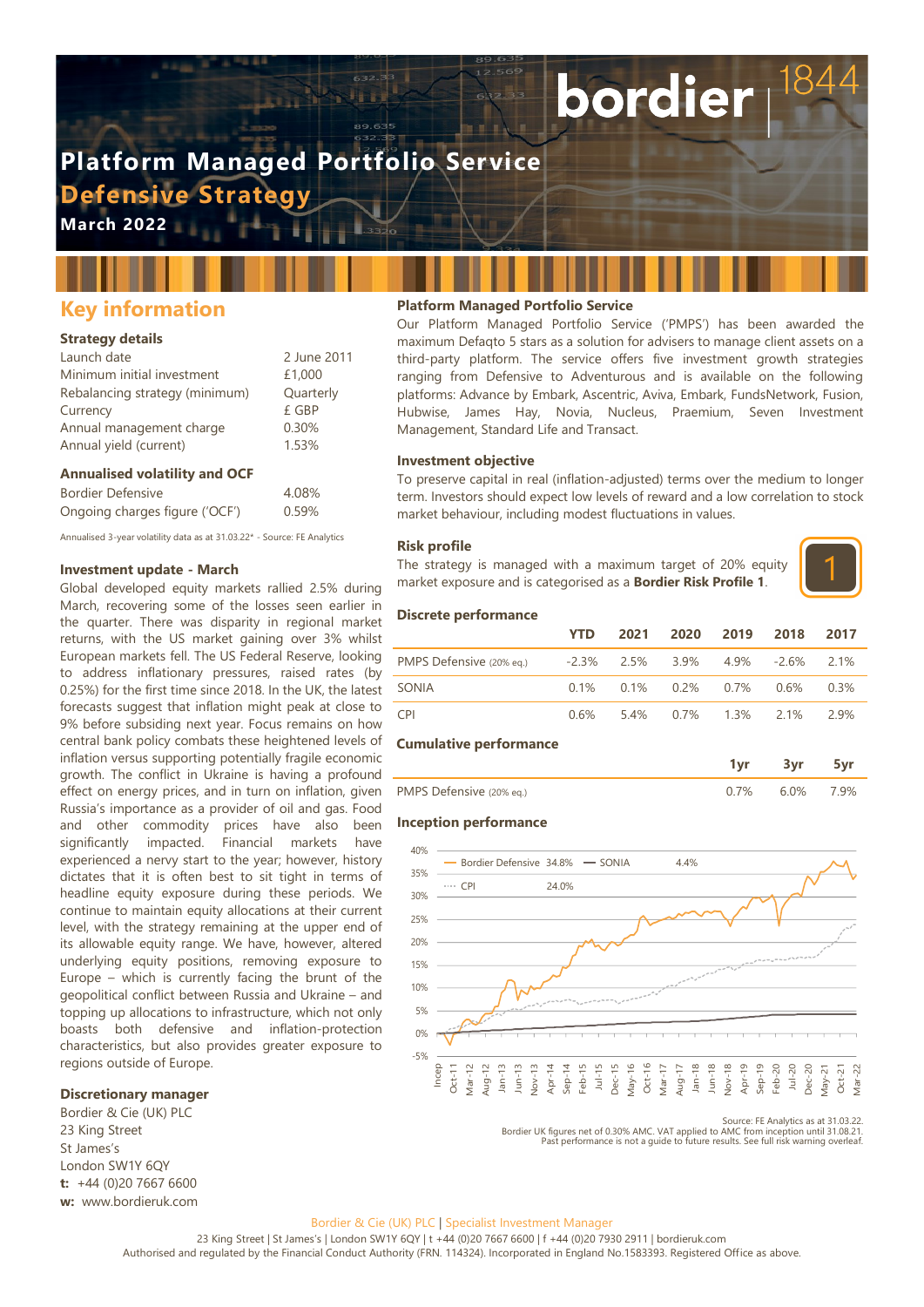# Platform Managed Portfolio Service

## Defensive Strategy

**March 2022**

## Key information

### Strategy details

| | |
|---|---|
| Launch date | 2 June 2011 |
| Minimum initial investment | £1,000 |
| Rebalancing strategy (minimum) | Quarterly |
| Currency | £ GBP |
| Annual management charge | 0.30% |
| Annual yield (current) | 1.53% |

### Annualised volatility and OCF

| | |
|---|---|
| Bordier Defensive | 4.08% |
| Ongoing charges figure ('OCF') | 0.59% |

Annualised 3-year volatility data as at 31.03.22* - Source: FE Analytics

### Investment update - March

Global developed equity markets rallied 2.5% during March, recovering some of the losses seen earlier in the quarter. There was disparity in regional market returns, with the US market gaining over 3% whilst European markets fell. The US Federal Reserve, looking to address inflationary pressures, raised rates (by 0.25%) for the first time since 2018. In the UK, the latest forecasts suggest that inflation might peak at close to 9% before subsiding next year. Focus remains on how central bank policy combats these heightened levels of inflation versus supporting potentially fragile economic growth. The conflict in Ukraine is having a profound effect on energy prices, and in turn on inflation, given Russia's importance as a provider of oil and gas. Food and other commodity prices have also been significantly impacted. Financial markets have experienced a nervy start to the year; however, history dictates that it is often best to sit tight in terms of headline equity exposure during these periods. We continue to maintain equity allocations at their current level, with the strategy remaining at the upper end of its allowable equity range. We have, however, altered underlying equity positions, removing exposure to Europe – which is currently facing the brunt of the geopolitical conflict between Russia and Ukraine – and topping up allocations to infrastructure, which not only boasts both defensive and inflation-protection characteristics, but also provides greater exposure to regions outside of Europe.

### Discretionary manager

Bordier & Cie (UK) PLC
23 King Street
St James's
London SW1Y 6QY
**t:** +44 (0)20 7667 6600
**w:** www.bordieruk.com

### Platform Managed Portfolio Service

Our Platform Managed Portfolio Service ('PMPS') has been awarded the maximum Defaqto 5 stars as a solution for advisers to manage client assets on a third-party platform. The service offers five investment growth strategies ranging from Defensive to Adventurous and is available on the following platforms: Advance by Embark, Ascentric, Aviva, Embark, FundsNetwork, Fusion, Hubwise, James Hay, Novia, Nucleus, Praemium, Seven Investment Management, Standard Life and Transact.

### Investment objective

To preserve capital in real (inflation-adjusted) terms over the medium to longer term. Investors should expect low levels of reward and a low correlation to stock market behaviour, including modest fluctuations in values.

### Risk profile

The strategy is managed with a maximum target of 20% equity market exposure and is categorised as a **Bordier Risk Profile 1**.

1

### Discrete performance

| | YTD | 2021 | 2020 | 2019 | 2018 | 2017 |
|---|---|---|---|---|---|---|
| PMPS Defensive (20% eq.) | -2.3% | 2.5% | 3.9% | 4.9% | -2.6% | 2.1% |
| SONIA | 0.1% | 0.1% | 0.2% | 0.7% | 0.6% | 0.3% |
| CPI | 0.6% | 5.4% | 0.7% | 1.3% | 2.1% | 2.9% |

### Cumulative performance

| | 1yr | 3yr | 5yr |
|---|---|---|---|
| PMPS Defensive (20% eq.) | 0.7% | 6.0% | 7.9% |

### Inception performance

Bordier Defensive 34.8% — SONIA 4.4% — CPI 24.0%

Source: FE Analytics as at 31.03.22.
Bordier UK figures net of 0.30% AMC. VAT applied to AMC from inception until 31.08.21.
Past performance is not a guide to future results. See full risk warning overleaf.

Bordier & Cie (UK) PLC | Specialist Investment Manager
23 King Street | St James's | London SW1Y 6QY | t +44 (0)20 7667 6600 | f +44 (0)20 7930 2911 | bordieruk.com
Authorised and regulated by the Financial Conduct Authority (FRN. 114324). Incorporated in England No.1583393. Registered Office as above.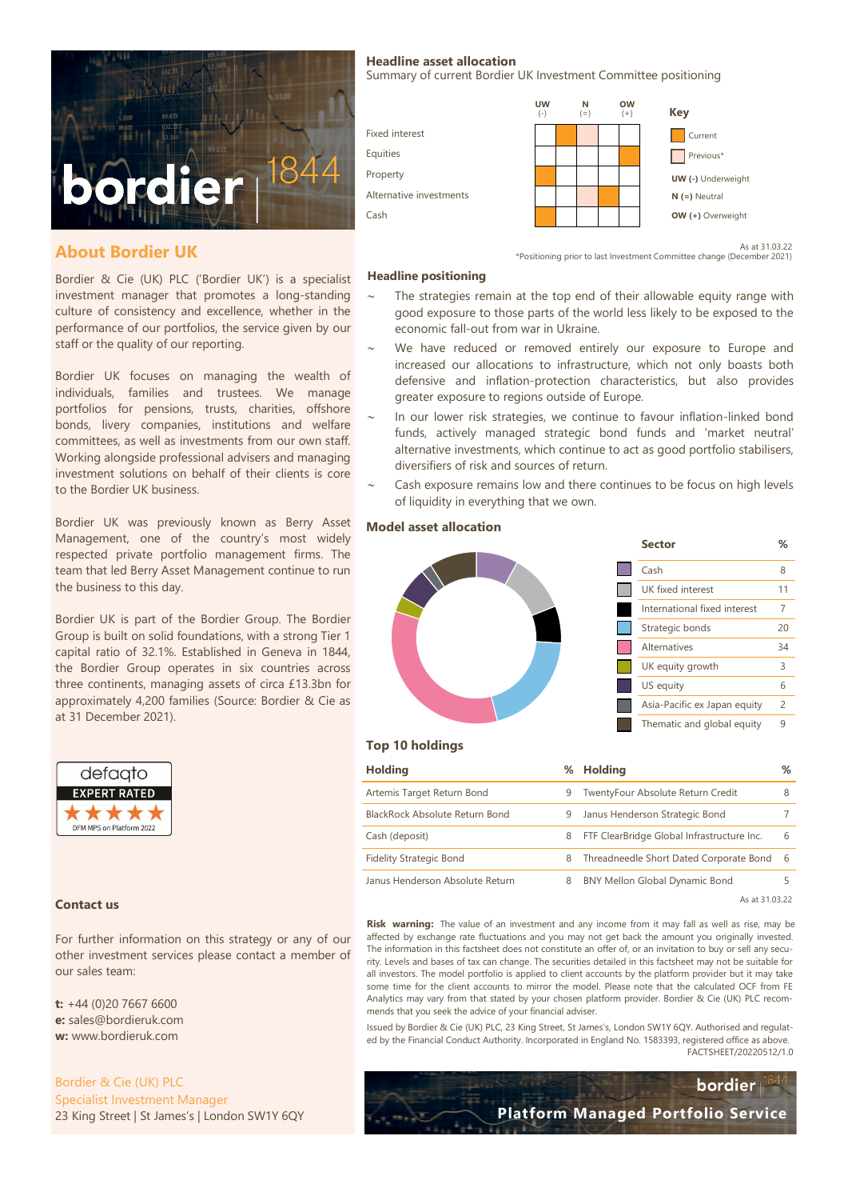## About Bordier UK

Bordier & Cie (UK) PLC ('Bordier UK') is a specialist investment manager that promotes a long-standing culture of consistency and excellence, whether in the performance of our portfolios, the service given by our staff or the quality of our reporting.

Bordier UK focuses on managing the wealth of individuals, families and trustees. We manage portfolios for pensions, trusts, charities, offshore bonds, livery companies, institutions and welfare committees, as well as investments from our own staff. Working alongside professional advisers and managing investment solutions on behalf of their clients is core to the Bordier UK business.

Bordier UK was previously known as Berry Asset Management, one of the country's most widely respected private portfolio management firms. The team that led Berry Asset Management continue to run the business to this day.

Bordier UK is part of the Bordier Group. The Bordier Group is built on solid foundations, with a strong Tier 1 capital ratio of 32.1%. Established in Geneva in 1844, the Bordier Group operates in six countries across three continents, managing assets of circa £13.3bn for approximately 4,200 families (Source: Bordier & Cie as at 31 December 2021).

defaqto EXPERT RATED
DFM MPS on Platform 2022

### Contact us

For further information on this strategy or any of our other investment services please contact a member of our sales team:

**t:** +44 (0)20 7667 6600
**e:** sales@bordieruk.com
**w:** www.bordieruk.com

Bordier & Cie (UK) PLC
Specialist Investment Manager
23 King Street | St James's | London SW1Y 6QY

## Headline asset allocation

Summary of current Bordier UK Investment Committee positioning

UW (-) | N (=) | OW (+)

Fixed interest
Equities
Property
Alternative investments
Cash

Key
Current
Previous*
UW (-) Underweight
N (=) Neutral
OW (+) Overweight

As at 31.03.22
*Positioning prior to last Investment Committee change (December 2021)

## Headline positioning

- The strategies remain at the top end of their allowable equity range with good exposure to those parts of the world less likely to be exposed to the economic fall-out from war in Ukraine.
- We have reduced or removed entirely our exposure to Europe and increased our allocations to infrastructure, which not only boasts both defensive and inflation-protection characteristics, but also provides greater exposure to regions outside of Europe.
- In our lower risk strategies, we continue to favour inflation-linked bond funds, actively managed strategic bond funds and 'market neutral' alternative investments, which continue to act as good portfolio stabilisers, diversifiers of risk and sources of return.
- Cash exposure remains low and there continues to be focus on high levels of liquidity in everything that we own.

## Model asset allocation

| Sector | % |
|---|---|
| Cash | 8 |
| UK fixed interest | 11 |
| International fixed interest | 7 |
| Strategic bonds | 20 |
| Alternatives | 34 |
| UK equity growth | 3 |
| US equity | 6 |
| Asia-Pacific ex Japan equity | 2 |
| Thematic and global equity | 9 |

## Top 10 holdings

| Holding | % | Holding | % |
|---|---|---|---|
| Artemis Target Return Bond | 9 | TwentyFour Absolute Return Credit | 8 |
| BlackRock Absolute Return Bond | 9 | Janus Henderson Strategic Bond | 7 |
| Cash (deposit) | 8 | FTF ClearBridge Global Infrastructure Inc. | 6 |
| Fidelity Strategic Bond | 8 | Threadneedle Short Dated Corporate Bond | 6 |
| Janus Henderson Absolute Return | 8 | BNY Mellon Global Dynamic Bond | 5 |

As at 31.03.22

**Risk warning:** The value of an investment and any income from it may fall as well as rise, may be affected by exchange rate fluctuations and you may not get back the amount you originally invested. The information in this factsheet does not constitute an offer of, or an invitation to buy or sell any security. Levels and bases of tax can change. The securities detailed in this factsheet may not be suitable for all investors. The model portfolio is applied to client accounts by the platform provider but it may take some time for the client accounts to mirror the model. Please note that the calculated OCF from FE Analytics may vary from that stated by your chosen platform provider. Bordier & Cie (UK) PLC recommends that you seek the advice of your financial adviser.

Issued by Bordier & Cie (UK) PLC, 23 King Street, St James's, London SW1Y 6QY. Authorised and regulated by the Financial Conduct Authority. Incorporated in England No. 1583393, registered office as above.
FACTSHEET/20220512/1.0

bordier 1844
Platform Managed Portfolio Service